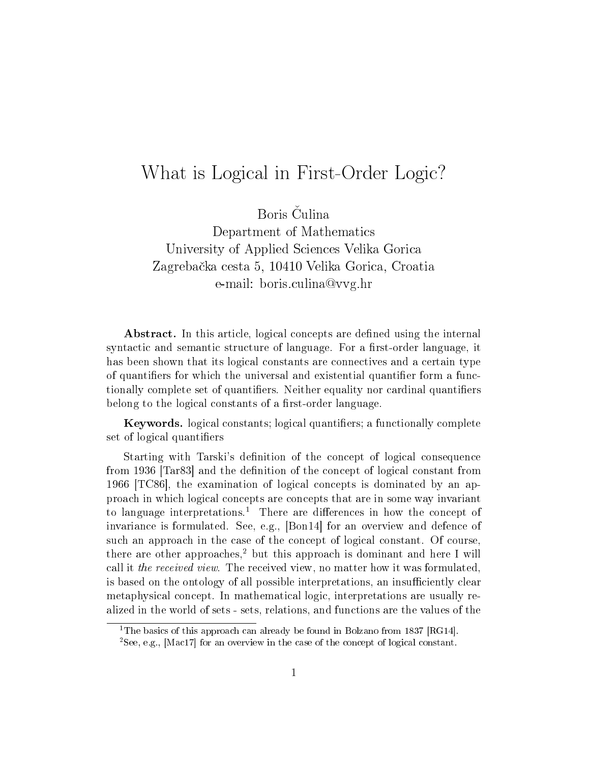# What is Logical in First-Order Logic?

Boris Čulina
Department of Mathematics
University of Applied Sciences Velika Gorica
Zagrebačka cesta 5, 10410 Velika Gorica, Croatia
e-mail: boris.culina@vvg.hr

**Abstract.** In this article, logical concepts are defined using the internal syntactic and semantic structure of language. For a first-order language, it has been shown that its logical constants are connectives and a certain type of quantifiers for which the universal and existential quantifier form a functionally complete set of quantifiers. Neither equality nor cardinal quantifiers belong to the logical constants of a first-order language.

**Keywords.** logical constants; logical quantifiers; a functionally complete set of logical quantifiers

Starting with Tarski's definition of the concept of logical consequence from 1936 [Tar83] and the definition of the concept of logical constant from 1966 [TC86], the examination of logical concepts is dominated by an approach in which logical concepts are concepts that are in some way invariant to language interpretations.[1] There are differences in how the concept of invariance is formulated. See, e.g., [Bon14] for an overview and defence of such an approach in the case of the concept of logical constant. Of course, there are other approaches,[2] but this approach is dominant and here I will call it *the received view*. The received view, no matter how it was formulated, is based on the ontology of all possible interpretations, an insufficiently clear metaphysical concept. In mathematical logic, interpretations are usually realized in the world of sets - sets, relations, and functions are the values of the

[1] The basics of this approach can already be found in Bolzano from 1837 [RG14].

[2] See, e.g., [Mac17] for an overview in the case of the concept of logical constant.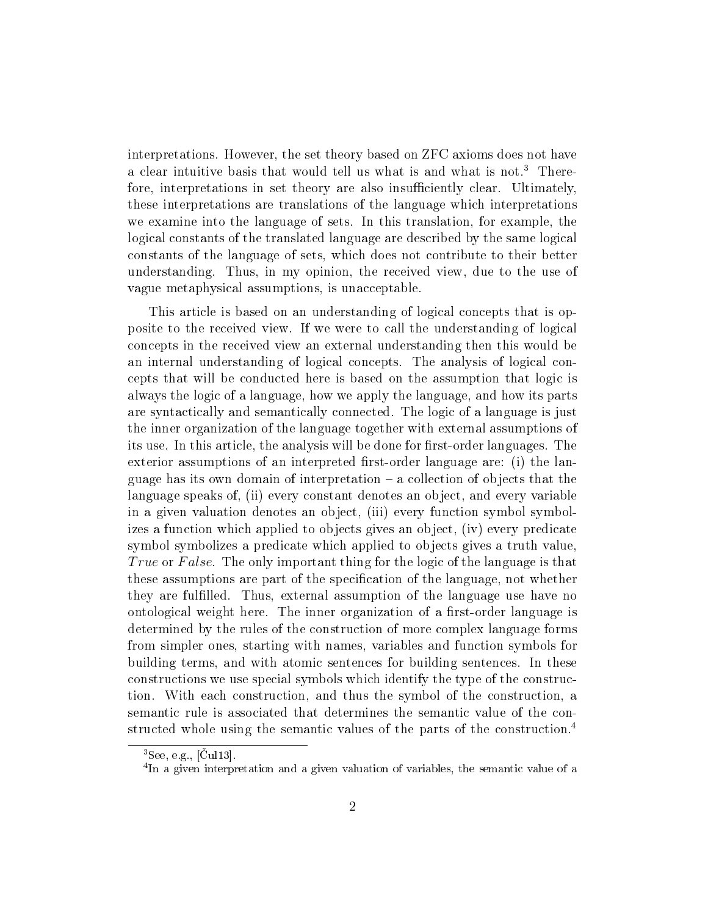interpretations. However, the set theory based on ZFC axioms does not have a clear intuitive basis that would tell us what is and what is not.[3] Therefore, interpretations in set theory are also insufficiently clear. Ultimately, these interpretations are translations of the language which interpretations we examine into the language of sets. In this translation, for example, the logical constants of the translated language are described by the same logical constants of the language of sets, which does not contribute to their better understanding. Thus, in my opinion, the received view, due to the use of vague metaphysical assumptions, is unacceptable.

This article is based on an understanding of logical concepts that is opposite to the received view. If we were to call the understanding of logical concepts in the received view an external understanding then this would be an internal understanding of logical concepts. The analysis of logical concepts that will be conducted here is based on the assumption that logic is always the logic of a language, how we apply the language, and how its parts are syntactically and semantically connected. The logic of a language is just the inner organization of the language together with external assumptions of its use. In this article, the analysis will be done for first-order languages. The exterior assumptions of an interpreted first-order language are: (i) the language has its own domain of interpretation – a collection of objects that the language speaks of, (ii) every constant denotes an object, and every variable in a given valuation denotes an object, (iii) every function symbol symbolizes a function which applied to objects gives an object, (iv) every predicate symbol symbolizes a predicate which applied to objects gives a truth value, *True* or *False*. The only important thing for the logic of the language is that these assumptions are part of the specification of the language, not whether they are fulfilled. Thus, external assumption of the language use have no ontological weight here. The inner organization of a first-order language is determined by the rules of the construction of more complex language forms from simpler ones, starting with names, variables and function symbols for building terms, and with atomic sentences for building sentences. In these constructions we use special symbols which identify the type of the construction. With each construction, and thus the symbol of the construction, a semantic rule is associated that determines the semantic value of the constructed whole using the semantic values of the parts of the construction.[4]

---

[3] See, e.g., [Čul13].

[4] In a given interpretation and a given valuation of variables, the semantic value of a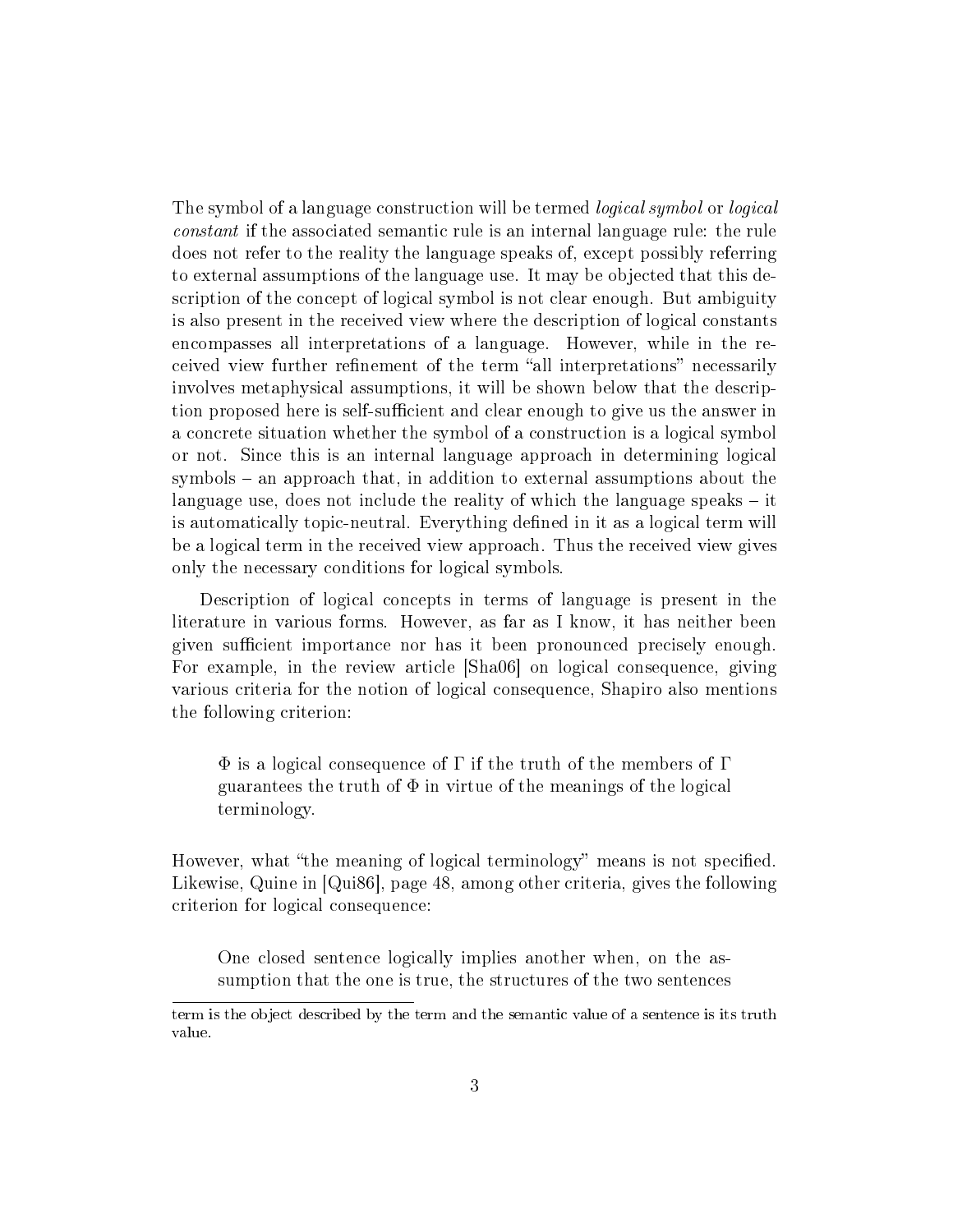The symbol of a language construction will be termed *logical symbol* or *logical constant* if the associated semantic rule is an internal language rule: the rule does not refer to the reality the language speaks of, except possibly referring to external assumptions of the language use. It may be objected that this description of the concept of logical symbol is not clear enough. But ambiguity is also present in the received view where the description of logical constants encompasses all interpretations of a language. However, while in the received view further refinement of the term "all interpretations" necessarily involves metaphysical assumptions, it will be shown below that the description proposed here is self-sufficient and clear enough to give us the answer in a concrete situation whether the symbol of a construction is a logical symbol or not. Since this is an internal language approach in determining logical symbols – an approach that, in addition to external assumptions about the language use, does not include the reality of which the language speaks – it is automatically topic-neutral. Everything defined in it as a logical term will be a logical term in the received view approach. Thus the received view gives only the necessary conditions for logical symbols.

Description of logical concepts in terms of language is present in the literature in various forms. However, as far as I know, it has neither been given sufficient importance nor has it been pronounced precisely enough. For example, in the review article [Sha06] on logical consequence, giving various criteria for the notion of logical consequence, Shapiro also mentions the following criterion:

> $\Phi$ is a logical consequence of $\Gamma$ if the truth of the members of $\Gamma$ guarantees the truth of $\Phi$ in virtue of the meanings of the logical terminology.

However, what "the meaning of logical terminology" means is not specified. Likewise, Quine in [Qui86], page 48, among other criteria, gives the following criterion for logical consequence:

> One closed sentence logically implies another when, on the assumption that the one is true, the structures of the two sentences

term is the object described by the term and the semantic value of a sentence is its truth value.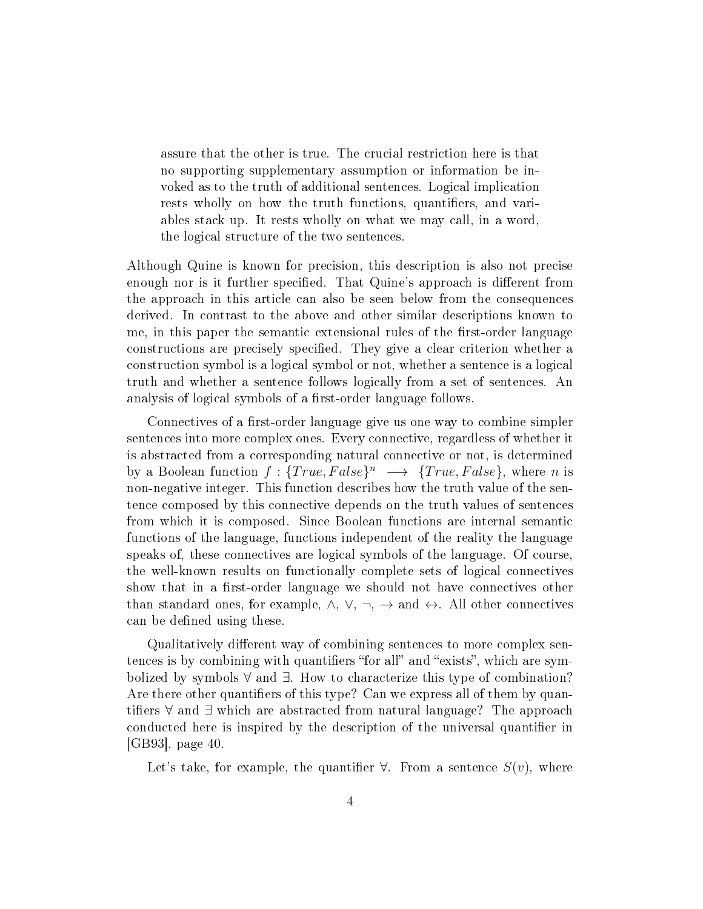> assure that the other is true. The crucial restriction here is that no supporting supplementary assumption or information be invoked as to the truth of additional sentences. Logical implication rests wholly on how the truth functions, quantifiers, and variables stack up. It rests wholly on what we may call, in a word, the logical structure of the two sentences.

Although Quine is known for precision, this description is also not precise enough nor is it further specified. That Quine's approach is different from the approach in this article can also be seen below from the consequences derived. In contrast to the above and other similar descriptions known to me, in this paper the semantic extensional rules of the first-order language constructions are precisely specified. They give a clear criterion whether a construction symbol is a logical symbol or not, whether a sentence is a logical truth and whether a sentence follows logically from a set of sentences. An analysis of logical symbols of a first-order language follows.

Connectives of a first-order language give us one way to combine simpler sentences into more complex ones. Every connective, regardless of whether it is abstracted from a corresponding natural connective or not, is determined by a Boolean function $f : \{True, False\}^n \longrightarrow \{True, False\}$, where $n$ is non-negative integer. This function describes how the truth value of the sentence composed by this connective depends on the truth values of sentences from which it is composed. Since Boolean functions are internal semantic functions of the language, functions independent of the reality the language speaks of, these connectives are logical symbols of the language. Of course, the well-known results on functionally complete sets of logical connectives show that in a first-order language we should not have connectives other than standard ones, for example, $\wedge$, $\vee$, $\neg$, $\rightarrow$ and $\leftrightarrow$. All other connectives can be defined using these.

Qualitatively different way of combining sentences to more complex sentences is by combining with quantifiers "for all" and "exists", which are symbolized by symbols $\forall$ and $\exists$. How to characterize this type of combination? Are there other quantifiers of this type? Can we express all of them by quantifiers $\forall$ and $\exists$ which are abstracted from natural language? The approach conducted here is inspired by the description of the universal quantifier in [GB93], page 40.

Let's take, for example, the quantifier $\forall$. From a sentence $S(v)$, where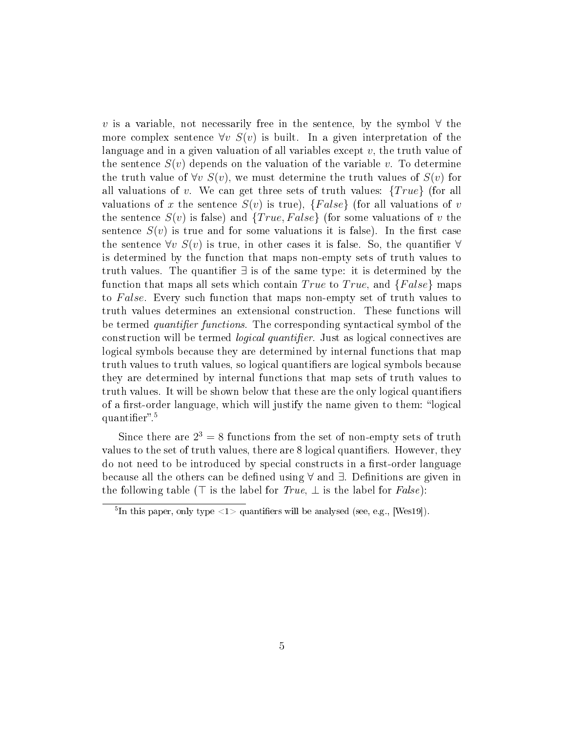$v$ is a variable, not necessarily free in the sentence, by the symbol $\forall$ the more complex sentence $\forall v\ S(v)$ is built. In a given interpretation of the language and in a given valuation of all variables except $v$, the truth value of the sentence $S(v)$ depends on the valuation of the variable $v$. To determine the truth value of $\forall v\ S(v)$, we must determine the truth values of $S(v)$ for all valuations of $v$. We can get three sets of truth values: $\{True\}$ (for all valuations of $x$ the sentence $S(v)$ is true), $\{False\}$ (for all valuations of $v$ the sentence $S(v)$ is false) and $\{True, False\}$ (for some valuations of $v$ the sentence $S(v)$ is true and for some valuations it is false). In the first case the sentence $\forall v\ S(v)$ is true, in other cases it is false. So, the quantifier $\forall$ is determined by the function that maps non-empty sets of truth values to truth values. The quantifier $\exists$ is of the same type: it is determined by the function that maps all sets which contain $True$ to $True$, and $\{False\}$ maps to $False$. Every such function that maps non-empty set of truth values to truth values determines an extensional construction. These functions will be termed *quantifier functions*. The corresponding syntactical symbol of the construction will be termed *logical quantifier*. Just as logical connectives are logical symbols because they are determined by internal functions that map truth values to truth values, so logical quantifiers are logical symbols because they are determined by internal functions that map sets of truth values to truth values. It will be shown below that these are the only logical quantifiers of a first-order language, which will justify the name given to them: "logical quantifier".[5]

Since there are $2^3 = 8$ functions from the set of non-empty sets of truth values to the set of truth values, there are 8 logical quantifiers. However, they do not need to be introduced by special constructs in a first-order language because all the others can be defined using $\forall$ and $\exists$. Definitions are given in the following table ($\top$ is the label for *True*, $\bot$ is the label for *False*):

[5] In this paper, only type <1> quantifiers will be analysed (see, e.g., [Wes19]).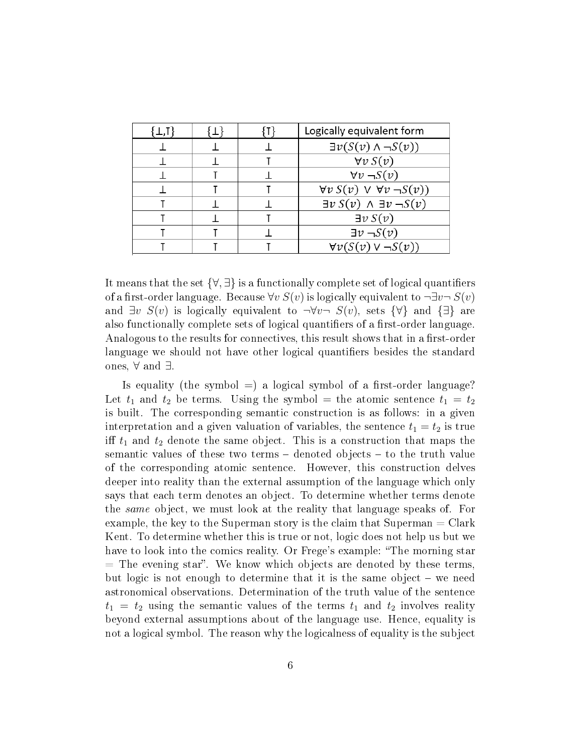| $\{\bot,\top\}$ | $\{\bot\}$ | $\{\top\}$ | Logically equivalent form |
|---|---|---|---|
| $\bot$ | $\bot$ | $\bot$ | $\exists v(S(v) \wedge \neg S(v))$ |
| $\bot$ | $\bot$ | $\top$ | $\forall v\, S(v)$ |
| $\bot$ | $\top$ | $\bot$ | $\forall v\, \neg S(v)$ |
| $\bot$ | $\top$ | $\top$ | $\forall v\, S(v) \vee \forall v\, \neg S(v))$ |
| $\top$ | $\bot$ | $\bot$ | $\exists v\, S(v) \wedge \exists v\, \neg S(v)$ |
| $\top$ | $\bot$ | $\top$ | $\exists v\, S(v)$ |
| $\top$ | $\top$ | $\bot$ | $\exists v\, \neg S(v)$ |
| $\top$ | $\top$ | $\top$ | $\forall v(S(v) \vee \neg S(v))$ |

It means that the set $\{\forall, \exists\}$ is a functionally complete set of logical quantifiers of a first-order language. Because $\forall v\, S(v)$ is logically equivalent to $\neg\exists v \neg\, S(v)$ and $\exists v\ S(v)$ is logically equivalent to $\neg\forall v \neg\ S(v)$, sets $\{\forall\}$ and $\{\exists\}$ are also functionally complete sets of logical quantifiers of a first-order language. Analogous to the results for connectives, this result shows that in a first-order language we should not have other logical quantifiers besides the standard ones, $\forall$ and $\exists$.

Is equality (the symbol $=$) a logical symbol of a first-order language? Let $t_1$ and $t_2$ be terms. Using the symbol $=$ the atomic sentence $t_1 = t_2$ is built. The corresponding semantic construction is as follows: in a given interpretation and a given valuation of variables, the sentence $t_1 = t_2$ is true iff $t_1$ and $t_2$ denote the same object. This is a construction that maps the semantic values of these two terms – denoted objects – to the truth value of the corresponding atomic sentence. However, this construction delves deeper into reality than the external assumption of the language which only says that each term denotes an object. To determine whether terms denote the *same* object, we must look at the reality that language speaks of. For example, the key to the Superman story is the claim that Superman = Clark Kent. To determine whether this is true or not, logic does not help us but we have to look into the comics reality. Or Frege's example: "The morning star = The evening star". We know which objects are denoted by these terms, but logic is not enough to determine that it is the same object – we need astronomical observations. Determination of the truth value of the sentence $t_1 = t_2$ using the semantic values of the terms $t_1$ and $t_2$ involves reality beyond external assumptions about of the language use. Hence, equality is not a logical symbol. The reason why the logicalness of equality is the subject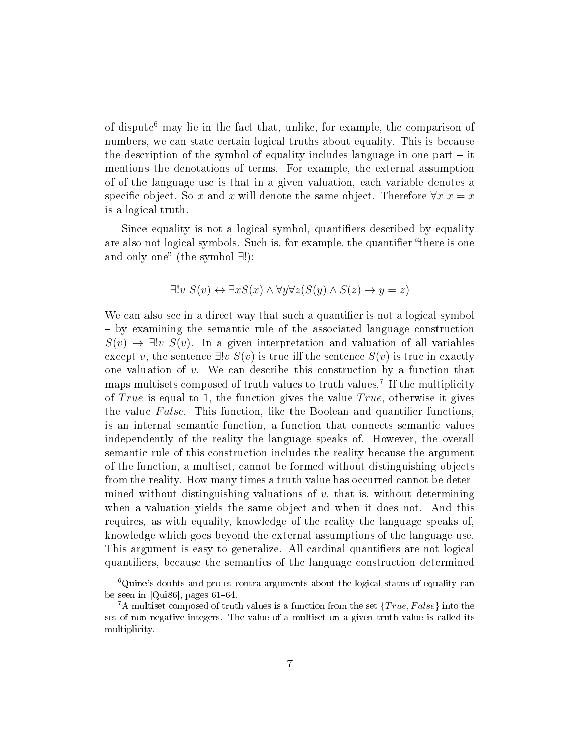of dispute[6] may lie in the fact that, unlike, for example, the comparison of numbers, we can state certain logical truths about equality. This is because the description of the symbol of equality includes language in one part – it mentions the denotations of terms. For example, the external assumption of of the language use is that in a given valuation, each variable denotes a specific object. So $x$ and $x$ will denote the same object. Therefore $\forall x \; x = x$ is a logical truth.

Since equality is not a logical symbol, quantifiers described by equality are also not logical symbols. Such is, for example, the quantifier "there is one and only one" (the symbol $\exists!$):

$$\exists! v \; S(v) \leftrightarrow \exists x S(x) \wedge \forall y \forall z (S(y) \wedge S(z) \rightarrow y = z)$$

We can also see in a direct way that such a quantifier is not a logical symbol – by examining the semantic rule of the associated language construction $S(v) \mapsto \exists! v \; S(v)$. In a given interpretation and valuation of all variables except $v$, the sentence $\exists! v \; S(v)$ is true iff the sentence $S(v)$ is true in exactly one valuation of $v$. We can describe this construction by a function that maps multisets composed of truth values to truth values.[7] If the multiplicity of $True$ is equal to 1, the function gives the value $True$, otherwise it gives the value $False$. This function, like the Boolean and quantifier functions, is an internal semantic function, a function that connects semantic values independently of the reality the language speaks of. However, the overall semantic rule of this construction includes the reality because the argument of the function, a multiset, cannot be formed without distinguishing objects from the reality. How many times a truth value has occurred cannot be determined without distinguishing valuations of $v$, that is, without determining when a valuation yields the same object and when it does not. And this requires, as with equality, knowledge of the reality the language speaks of, knowledge which goes beyond the external assumptions of the language use. This argument is easy to generalize. All cardinal quantifiers are not logical quantifiers, because the semantics of the language construction determined

[6] Quine's doubts and pro et contra arguments about the logical status of equality can be seen in [Qui86], pages 61–64.

[7] A multiset composed of truth values is a function from the set $\{True, False\}$ into the set of non-negative integers. The value of a multiset on a given truth value is called its multiplicity.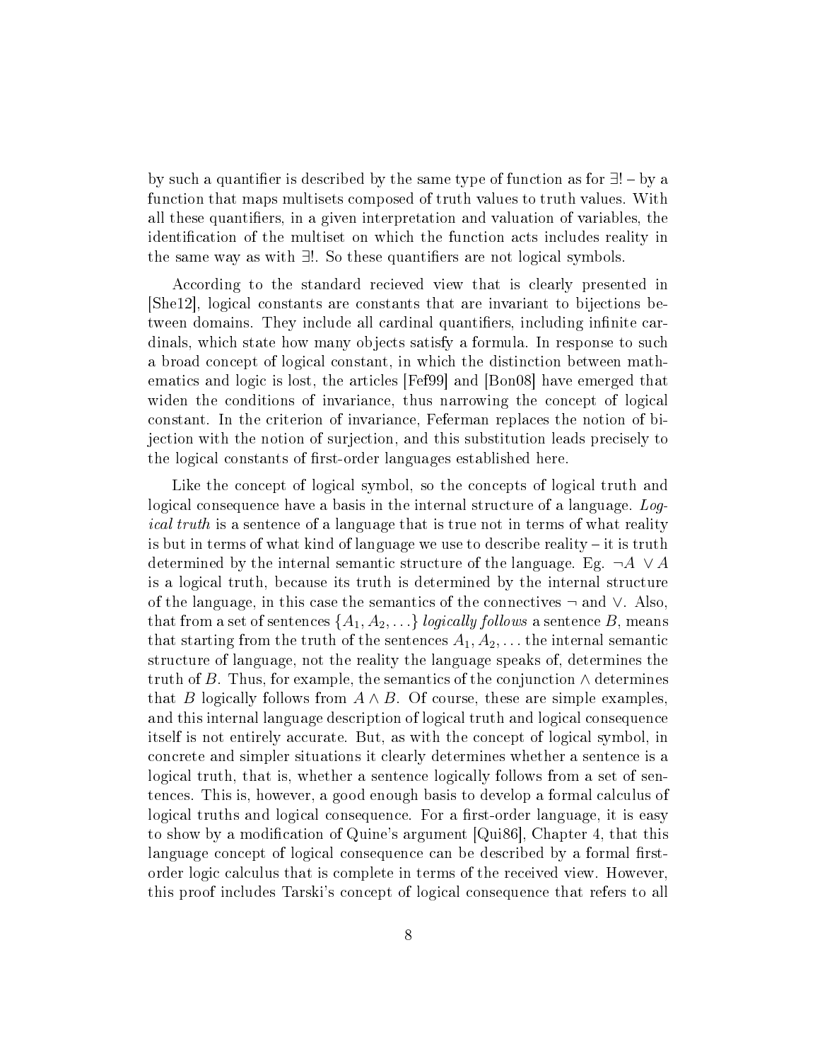by such a quantifier is described by the same type of function as for $\exists!$ – by a function that maps multisets composed of truth values to truth values. With all these quantifiers, in a given interpretation and valuation of variables, the identification of the multiset on which the function acts includes reality in the same way as with $\exists!$. So these quantifiers are not logical symbols.

According to the standard recieved view that is clearly presented in [She12], logical constants are constants that are invariant to bijections between domains. They include all cardinal quantifiers, including infinite cardinals, which state how many objects satisfy a formula. In response to such a broad concept of logical constant, in which the distinction between mathematics and logic is lost, the articles [Fef99] and [Bon08] have emerged that widen the conditions of invariance, thus narrowing the concept of logical constant. In the criterion of invariance, Feferman replaces the notion of bijection with the notion of surjection, and this substitution leads precisely to the logical constants of first-order languages established here.

Like the concept of logical symbol, so the concepts of logical truth and logical consequence have a basis in the internal structure of a language. *Logical truth* is a sentence of a language that is true not in terms of what reality is but in terms of what kind of language we use to describe reality – it is truth determined by the internal semantic structure of the language. Eg. $\neg A \vee A$ is a logical truth, because its truth is determined by the internal structure of the language, in this case the semantics of the connectives $\neg$ and $\vee$. Also, that from a set of sentences $\{A_1, A_2, \ldots\}$ *logically follows* a sentence $B$, means that starting from the truth of the sentences $A_1, A_2, \ldots$ the internal semantic structure of language, not the reality the language speaks of, determines the truth of $B$. Thus, for example, the semantics of the conjunction $\wedge$ determines that $B$ logically follows from $A \wedge B$. Of course, these are simple examples, and this internal language description of logical truth and logical consequence itself is not entirely accurate. But, as with the concept of logical symbol, in concrete and simpler situations it clearly determines whether a sentence is a logical truth, that is, whether a sentence logically follows from a set of sentences. This is, however, a good enough basis to develop a formal calculus of logical truths and logical consequence. For a first-order language, it is easy to show by a modification of Quine's argument [Qui86], Chapter 4, that this language concept of logical consequence can be described by a formal first-order logic calculus that is complete in terms of the received view. However, this proof includes Tarski's concept of logical consequence that refers to all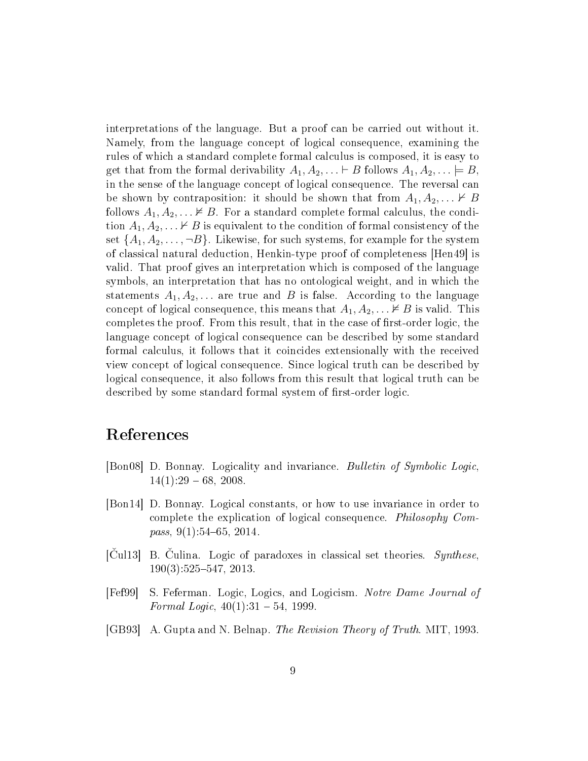interpretations of the language. But a proof can be carried out without it. Namely, from the language concept of logical consequence, examining the rules of which a standard complete formal calculus is composed, it is easy to get that from the formal derivability $A_1, A_2, \ldots \vdash B$ follows $A_1, A_2, \ldots \models B$, in the sense of the language concept of logical consequence. The reversal can be shown by contraposition: it should be shown that from $A_1, A_2, \ldots \nvdash B$ follows $A_1, A_2, \ldots \nvDash B$. For a standard complete formal calculus, the condition $A_1, A_2, \ldots \nvdash B$ is equivalent to the condition of formal consistency of the set $\{A_1, A_2, \ldots, \neg B\}$. Likewise, for such systems, for example for the system of classical natural deduction, Henkin-type proof of completeness [Hen49] is valid. That proof gives an interpretation which is composed of the language symbols, an interpretation that has no ontological weight, and in which the statements $A_1, A_2, \ldots$ are true and $B$ is false. According to the language concept of logical consequence, this means that $A_1, A_2, \ldots \nvDash B$ is valid. This completes the proof. From this result, that in the case of first-order logic, the language concept of logical consequence can be described by some standard formal calculus, it follows that it coincides extensionally with the received view concept of logical consequence. Since logical truth can be described by logical consequence, it also follows from this result that logical truth can be described by some standard formal system of first-order logic.

# References

[Bon08] D. Bonnay. Logicality and invariance. *Bulletin of Symbolic Logic*, 14(1):29 – 68, 2008.

[Bon14] D. Bonnay. Logical constants, or how to use invariance in order to complete the explication of logical consequence. *Philosophy Compass*, 9(1):54–65, 2014.

[Čul13] B. Čulina. Logic of paradoxes in classical set theories. *Synthese*, 190(3):525–547, 2013.

[Fef99] S. Feferman. Logic, Logics, and Logicism. *Notre Dame Journal of Formal Logic*, 40(1):31 – 54, 1999.

[GB93] A. Gupta and N. Belnap. *The Revision Theory of Truth*. MIT, 1993.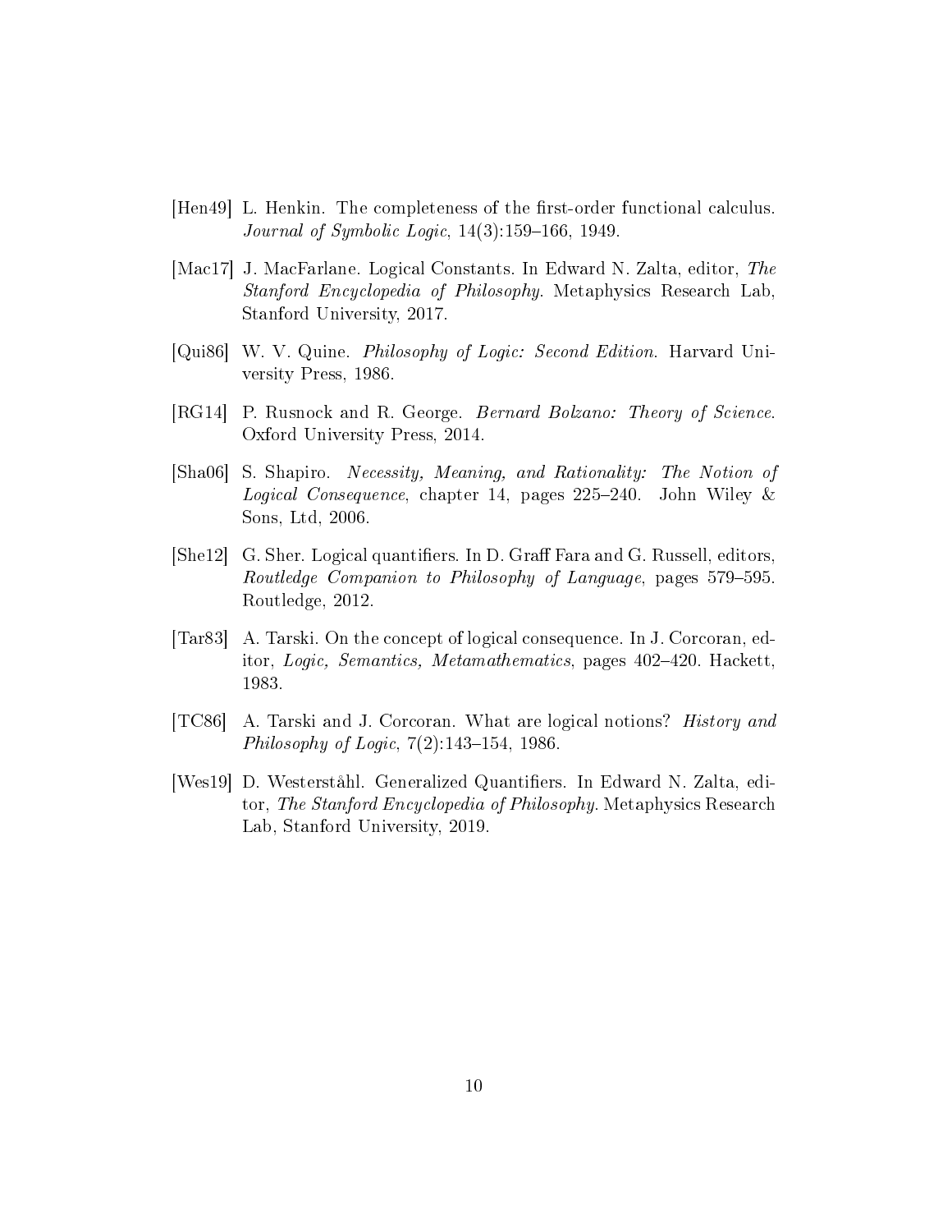[Hen49] L. Henkin. The completeness of the first-order functional calculus. *Journal of Symbolic Logic*, 14(3):159–166, 1949.

[Mac17] J. MacFarlane. Logical Constants. In Edward N. Zalta, editor, *The Stanford Encyclopedia of Philosophy*. Metaphysics Research Lab, Stanford University, 2017.

[Qui86] W. V. Quine. *Philosophy of Logic: Second Edition*. Harvard University Press, 1986.

[RG14] P. Rusnock and R. George. *Bernard Bolzano: Theory of Science*. Oxford University Press, 2014.

[Sha06] S. Shapiro. *Necessity, Meaning, and Rationality: The Notion of Logical Consequence*, chapter 14, pages 225–240. John Wiley & Sons, Ltd, 2006.

[She12] G. Sher. Logical quantifiers. In D. Graff Fara and G. Russell, editors, *Routledge Companion to Philosophy of Language*, pages 579–595. Routledge, 2012.

[Tar83] A. Tarski. On the concept of logical consequence. In J. Corcoran, editor, *Logic, Semantics, Metamathematics*, pages 402–420. Hackett, 1983.

[TC86] A. Tarski and J. Corcoran. What are logical notions? *History and Philosophy of Logic*, 7(2):143–154, 1986.

[Wes19] D. Westerståhl. Generalized Quantifiers. In Edward N. Zalta, editor, *The Stanford Encyclopedia of Philosophy*. Metaphysics Research Lab, Stanford University, 2019.